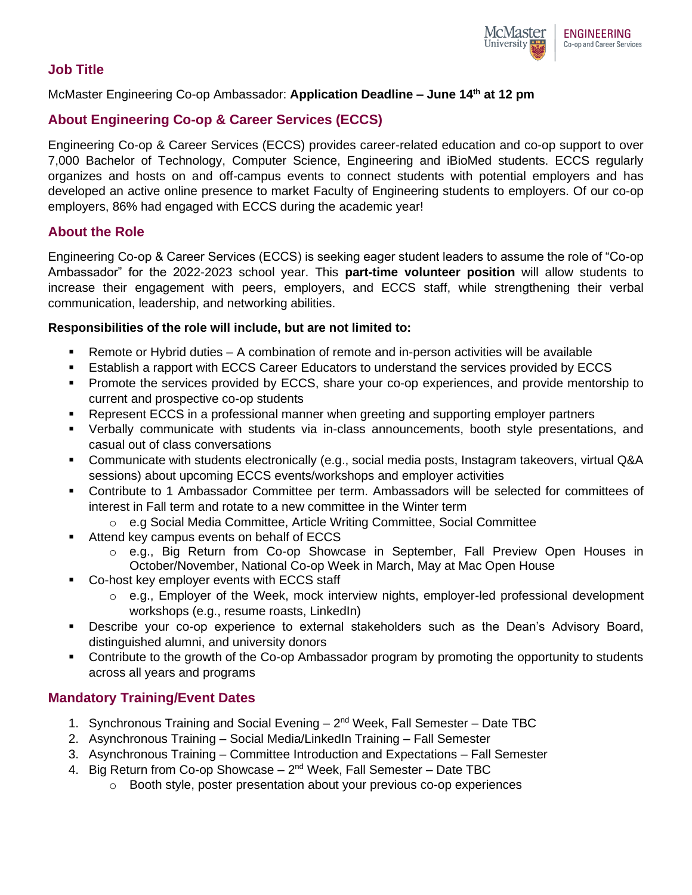## Job Title

McMaster Engineering Co-op Ambassador: **Application Deadline – June 14th at 12 pm**

## About Engineering Co-op & Career Services (ECCS)

Engineering Co-op & Career Services (ECCS) provides career-related education and co-op support to over 7,000 Bachelor of Technology, Computer Science, Engineering and iBioMed students. ECCS regularly organizes and hosts on and off-campus events to connect students with potential employers and has developed an active online presence to market Faculty of Engineering students to employers. Of our co-op employers, 86% had engaged with ECCS during the academic year!

## About the Role

Engineering Co-op & Career Services (ECCS) is seeking eager student leaders to assume the role of "Co-op Ambassador" for the 2022-2023 school year. This **part-time volunteer position** will allow students to increase their engagement with peers, employers, and ECCS staff, while strengthening their verbal communication, leadership, and networking abilities.

**Responsibilities of the role will include, but are not limited to:**

- Remote or Hybrid duties – A combination of remote and in-person activities will be available
- Establish a rapport with ECCS Career Educators to understand the services provided by ECCS
- Promote the services provided by ECCS, share your co-op experiences, and provide mentorship to current and prospective co-op students
- Represent ECCS in a professional manner when greeting and supporting employer partners
- Verbally communicate with students via in-class announcements, booth style presentations, and casual out of class conversations
- Communicate with students electronically (e.g., social media posts, Instagram takeovers, virtual Q&A sessions) about upcoming ECCS events/workshops and employer activities
- Contribute to 1 Ambassador Committee per term. Ambassadors will be selected for committees of interest in Fall term and rotate to a new committee in the Winter term
  - e.g Social Media Committee, Article Writing Committee, Social Committee
- Attend key campus events on behalf of ECCS
  - e.g., Big Return from Co-op Showcase in September, Fall Preview Open Houses in October/November, National Co-op Week in March, May at Mac Open House
- Co-host key employer events with ECCS staff
  - e.g., Employer of the Week, mock interview nights, employer-led professional development workshops (e.g., resume roasts, LinkedIn)
- Describe your co-op experience to external stakeholders such as the Dean's Advisory Board, distinguished alumni, and university donors
- Contribute to the growth of the Co-op Ambassador program by promoting the opportunity to students across all years and programs

## Mandatory Training/Event Dates

1. Synchronous Training and Social Evening – 2nd Week, Fall Semester – Date TBC
2. Asynchronous Training – Social Media/LinkedIn Training – Fall Semester
3. Asynchronous Training – Committee Introduction and Expectations – Fall Semester
4. Big Return from Co-op Showcase – 2nd Week, Fall Semester – Date TBC
   - Booth style, poster presentation about your previous co-op experiences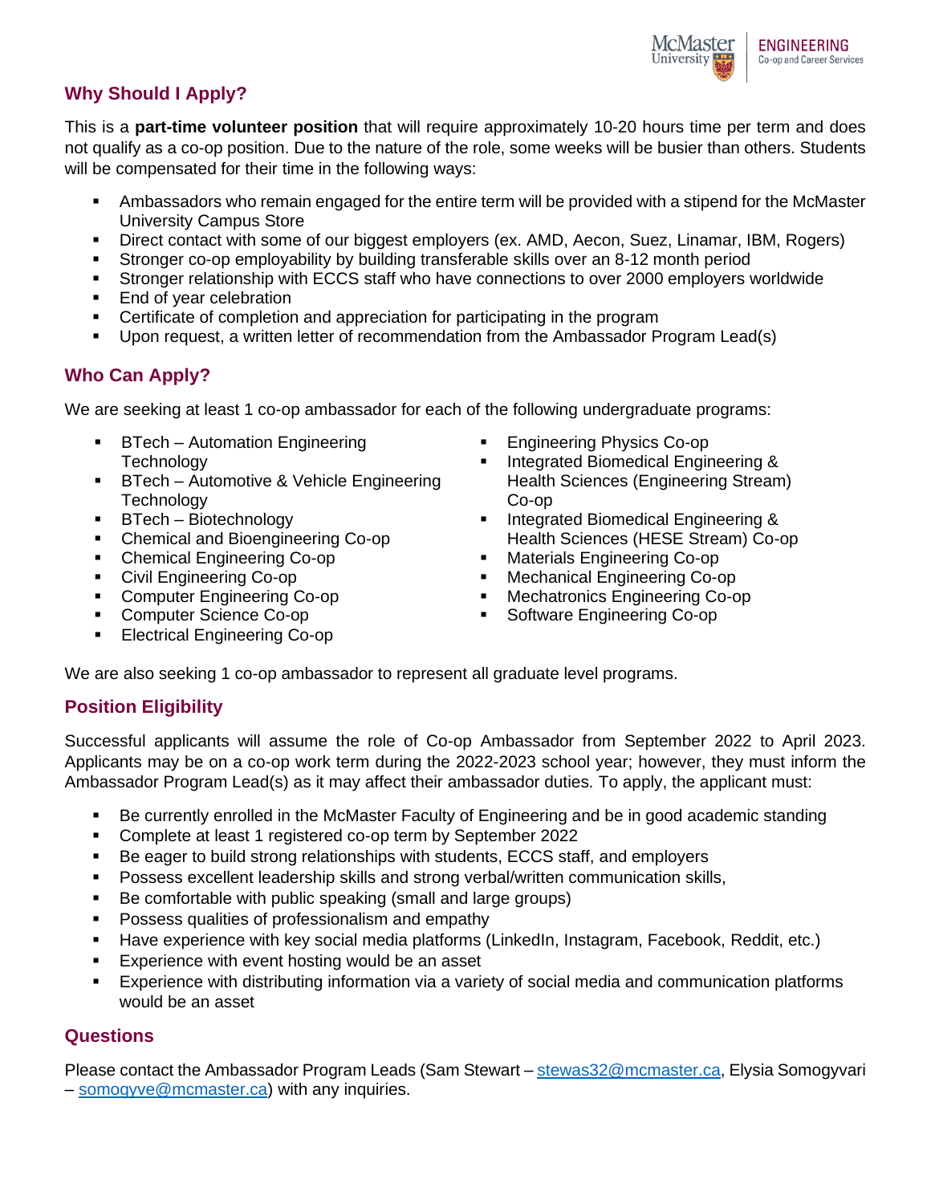## Why Should I Apply?

This is a **part-time volunteer position** that will require approximately 10-20 hours time per term and does not qualify as a co-op position. Due to the nature of the role, some weeks will be busier than others. Students will be compensated for their time in the following ways:

- Ambassadors who remain engaged for the entire term will be provided with a stipend for the McMaster University Campus Store
- Direct contact with some of our biggest employers (ex. AMD, Aecon, Suez, Linamar, IBM, Rogers)
- Stronger co-op employability by building transferable skills over an 8-12 month period
- Stronger relationship with ECCS staff who have connections to over 2000 employers worldwide
- End of year celebration
- Certificate of completion and appreciation for participating in the program
- Upon request, a written letter of recommendation from the Ambassador Program Lead(s)

## Who Can Apply?

We are seeking at least 1 co-op ambassador for each of the following undergraduate programs:

- BTech – Automation Engineering Technology
- BTech – Automotive & Vehicle Engineering Technology
- BTech – Biotechnology
- Chemical and Bioengineering Co-op
- Chemical Engineering Co-op
- Civil Engineering Co-op
- Computer Engineering Co-op
- Computer Science Co-op
- Electrical Engineering Co-op
- Engineering Physics Co-op
- Integrated Biomedical Engineering & Health Sciences (Engineering Stream) Co-op
- Integrated Biomedical Engineering & Health Sciences (HESE Stream) Co-op
- Materials Engineering Co-op
- Mechanical Engineering Co-op
- Mechatronics Engineering Co-op
- Software Engineering Co-op

We are also seeking 1 co-op ambassador to represent all graduate level programs.

## Position Eligibility

Successful applicants will assume the role of Co-op Ambassador from September 2022 to April 2023. Applicants may be on a co-op work term during the 2022-2023 school year; however, they must inform the Ambassador Program Lead(s) as it may affect their ambassador duties. To apply, the applicant must:

- Be currently enrolled in the McMaster Faculty of Engineering and be in good academic standing
- Complete at least 1 registered co-op term by September 2022
- Be eager to build strong relationships with students, ECCS staff, and employers
- Possess excellent leadership skills and strong verbal/written communication skills,
- Be comfortable with public speaking (small and large groups)
- Possess qualities of professionalism and empathy
- Have experience with key social media platforms (LinkedIn, Instagram, Facebook, Reddit, etc.)
- Experience with event hosting would be an asset
- Experience with distributing information via a variety of social media and communication platforms would be an asset

## Questions

Please contact the Ambassador Program Leads (Sam Stewart – stewas32@mcmaster.ca, Elysia Somogyvari – somogyve@mcmaster.ca) with any inquiries.